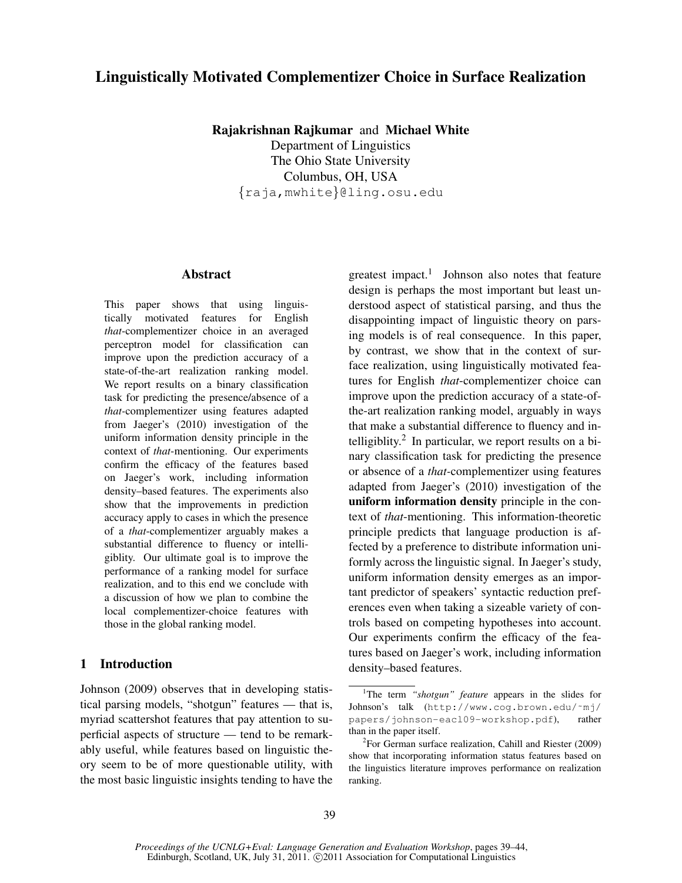# Linguistically Motivated Complementizer Choice in Surface Realization

**Rajakrishnan Rajkumar** and **Michael White**
Department of Linguistics
The Ohio State University
Columbus, OH, USA
{raja,mwhite}@ling.osu.edu

## Abstract

This paper shows that using linguistically motivated features for English *that*-complementizer choice in an averaged perceptron model for classification can improve upon the prediction accuracy of a state-of-the-art realization ranking model. We report results on a binary classification task for predicting the presence/absence of a *that*-complementizer using features adapted from Jaeger's (2010) investigation of the uniform information density principle in the context of *that*-mentioning. Our experiments confirm the efficacy of the features based on Jaeger's work, including information density–based features. The experiments also show that the improvements in prediction accuracy apply to cases in which the presence of a *that*-complementizer arguably makes a substantial difference to fluency or intelligiblity. Our ultimate goal is to improve the performance of a ranking model for surface realization, and to this end we conclude with a discussion of how we plan to combine the local complementizer-choice features with those in the global ranking model.

## 1 Introduction

Johnson (2009) observes that in developing statistical parsing models, "shotgun" features — that is, myriad scattershot features that pay attention to superficial aspects of structure — tend to be remarkably useful, while features based on linguistic theory seem to be of more questionable utility, with the most basic linguistic insights tending to have the greatest impact.[1] Johnson also notes that feature design is perhaps the most important but least understood aspect of statistical parsing, and thus the disappointing impact of linguistic theory on parsing models is of real consequence. In this paper, by contrast, we show that in the context of surface realization, using linguistically motivated features for English *that*-complementizer choice can improve upon the prediction accuracy of a state-of-the-art realization ranking model, arguably in ways that make a substantial difference to fluency and intelligiblity.[2] In particular, we report results on a binary classification task for predicting the presence or absence of a *that*-complementizer using features adapted from Jaeger's (2010) investigation of the **uniform information density** principle in the context of *that*-mentioning. This information-theoretic principle predicts that language production is affected by a preference to distribute information uniformly across the linguistic signal. In Jaeger's study, uniform information density emerges as an important predictor of speakers' syntactic reduction preferences even when taking a sizeable variety of controls based on competing hypotheses into account. Our experiments confirm the efficacy of the features based on Jaeger's work, including information density–based features.

[1] The term *"shotgun" feature* appears in the slides for Johnson's talk (http://www.cog.brown.edu/~mj/papers/johnson-eacl09-workshop.pdf), rather than in the paper itself.

[2] For German surface realization, Cahill and Riester (2009) show that incorporating information status features based on the linguistics literature improves performance on realization ranking.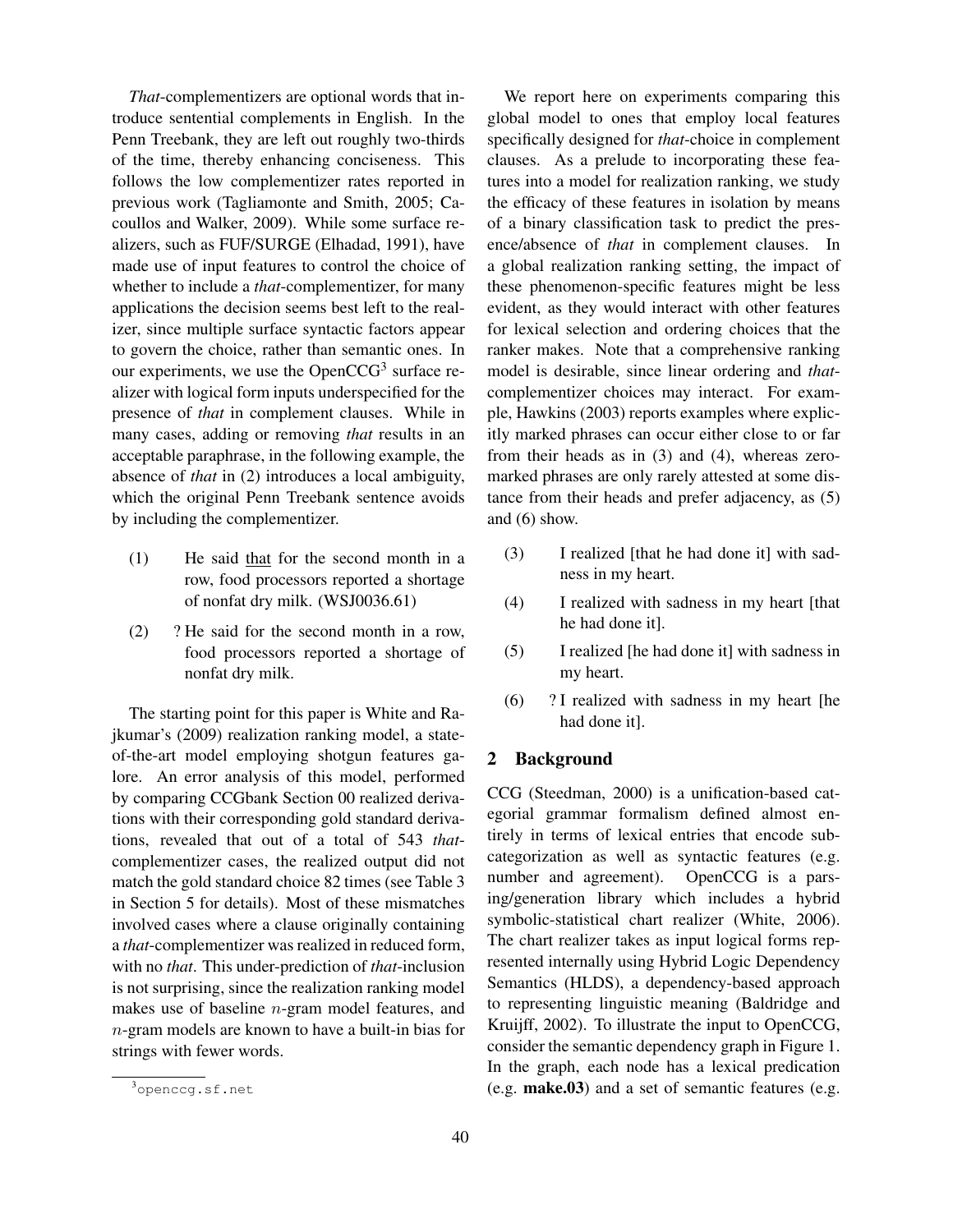*That*-complementizers are optional words that introduce sentential complements in English. In the Penn Treebank, they are left out roughly two-thirds of the time, thereby enhancing conciseness. This follows the low complementizer rates reported in previous work (Tagliamonte and Smith, 2005; Cacoullos and Walker, 2009). While some surface realizers, such as FUF/SURGE (Elhadad, 1991), have made use of input features to control the choice of whether to include a *that*-complementizer, for many applications the decision seems best left to the realizer, since multiple surface syntactic factors appear to govern the choice, rather than semantic ones. In our experiments, we use the OpenCCG[3] surface realizer with logical form inputs underspecified for the presence of *that* in complement clauses. While in many cases, adding or removing *that* results in an acceptable paraphrase, in the following example, the absence of *that* in (2) introduces a local ambiguity, which the original Penn Treebank sentence avoids by including the complementizer.

(1) He said that for the second month in a row, food processors reported a shortage of nonfat dry milk. (WSJ0036.61)

(2) ? He said for the second month in a row, food processors reported a shortage of nonfat dry milk.

The starting point for this paper is White and Rajkumar's (2009) realization ranking model, a state-of-the-art model employing shotgun features galore. An error analysis of this model, performed by comparing CCGbank Section 00 realized derivations with their corresponding gold standard derivations, revealed that out of a total of 543 *that*-complementizer cases, the realized output did not match the gold standard choice 82 times (see Table 3 in Section 5 for details). Most of these mismatches involved cases where a clause originally containing a *that*-complementizer was realized in reduced form, with no *that*. This under-prediction of *that*-inclusion is not surprising, since the realization ranking model makes use of baseline $n$-gram model features, and $n$-gram models are known to have a built-in bias for strings with fewer words.

We report here on experiments comparing this global model to ones that employ local features specifically designed for *that*-choice in complement clauses. As a prelude to incorporating these features into a model for realization ranking, we study the efficacy of these features in isolation by means of a binary classification task to predict the presence/absence of *that* in complement clauses. In a global realization ranking setting, the impact of these phenomenon-specific features might be less evident, as they would interact with other features for lexical selection and ordering choices that the ranker makes. Note that a comprehensive ranking model is desirable, since linear ordering and *that*-complementizer choices may interact. For example, Hawkins (2003) reports examples where explicitly marked phrases can occur either close to or far from their heads as in (3) and (4), whereas zero-marked phrases are only rarely attested at some distance from their heads and prefer adjacency, as (5) and (6) show.

(3) I realized [that he had done it] with sadness in my heart.

(4) I realized with sadness in my heart [that he had done it].

(5) I realized [he had done it] with sadness in my heart.

(6) ? I realized with sadness in my heart [he had done it].

## 2 Background

CCG (Steedman, 2000) is a unification-based categorial grammar formalism defined almost entirely in terms of lexical entries that encode subcategorization as well as syntactic features (e.g. number and agreement). OpenCCG is a parsing/generation library which includes a hybrid symbolic-statistical chart realizer (White, 2006). The chart realizer takes as input logical forms represented internally using Hybrid Logic Dependency Semantics (HLDS), a dependency-based approach to representing linguistic meaning (Baldridge and Kruijff, 2002). To illustrate the input to OpenCCG, consider the semantic dependency graph in Figure 1. In the graph, each node has a lexical predication (e.g. **make.03**) and a set of semantic features (e.g.

[3] openccg.sf.net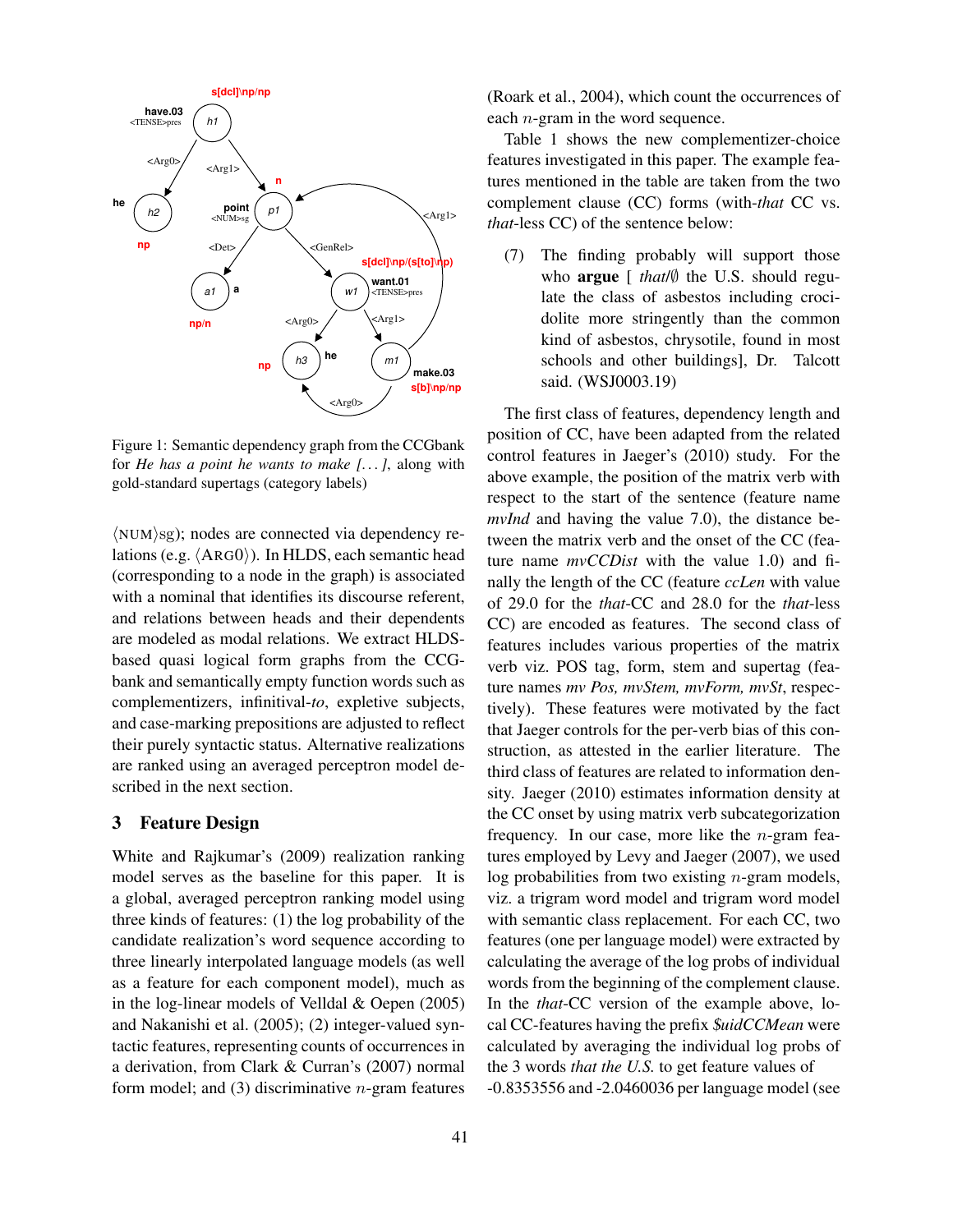Figure 1: Semantic dependency graph from the CCGbank for *He has a point he wants to make [. . . ]*, along with gold-standard supertags (category labels)

⟨NUM⟩sg); nodes are connected via dependency relations (e.g. ⟨ARG0⟩). In HLDS, each semantic head (corresponding to a node in the graph) is associated with a nominal that identifies its discourse referent, and relations between heads and their dependents are modeled as modal relations. We extract HLDS-based quasi logical form graphs from the CCGbank and semantically empty function words such as complementizers, infinitival-*to*, expletive subjects, and case-marking prepositions are adjusted to reflect their purely syntactic status. Alternative realizations are ranked using an averaged perceptron model described in the next section.

## 3 Feature Design

White and Rajkumar's (2009) realization ranking model serves as the baseline for this paper. It is a global, averaged perceptron ranking model using three kinds of features: (1) the log probability of the candidate realization's word sequence according to three linearly interpolated language models (as well as a feature for each component model), much as in the log-linear models of Velldal & Oepen (2005) and Nakanishi et al. (2005); (2) integer-valued syntactic features, representing counts of occurrences in a derivation, from Clark & Curran's (2007) normal form model; and (3) discriminative $n$-gram features (Roark et al., 2004), which count the occurrences of each $n$-gram in the word sequence.

Table 1 shows the new complementizer-choice features investigated in this paper. The example features mentioned in the table are taken from the two complement clause (CC) forms (with-*that* CC vs. *that*-less CC) of the sentence below:

(7) The finding probably will support those who **argue** [ *that*/$\emptyset$ the U.S. should regulate the class of asbestos including crocidolite more stringently than the common kind of asbestos, chrysotile, found in most schools and other buildings], Dr. Talcott said. (WSJ0003.19)

The first class of features, dependency length and position of CC, have been adapted from the related control features in Jaeger's (2010) study. For the above example, the position of the matrix verb with respect to the start of the sentence (feature name *mvInd* and having the value 7.0), the distance between the matrix verb and the onset of the CC (feature name *mvCCDist* with the value 1.0) and finally the length of the CC (feature *ccLen* with value of 29.0 for the *that*-CC and 28.0 for the *that*-less CC) are encoded as features. The second class of features includes various properties of the matrix verb viz. POS tag, form, stem and supertag (feature names *mv Pos, mvStem, mvForm, mvSt*, respectively). These features were motivated by the fact that Jaeger controls for the per-verb bias of this construction, as attested in the earlier literature. The third class of features are related to information density. Jaeger (2010) estimates information density at the CC onset by using matrix verb subcategorization frequency. In our case, more like the $n$-gram features employed by Levy and Jaeger (2007), we used log probabilities from two existing $n$-gram models, viz. a trigram word model and trigram word model with semantic class replacement. For each CC, two features (one per language model) were extracted by calculating the average of the log probs of individual words from the beginning of the complement clause. In the *that*-CC version of the example above, local CC-features having the prefix *$uidCCMean* were calculated by averaging the individual log probs of the 3 words *that the U.S.* to get feature values of -0.8353556 and -2.0460036 per language model (see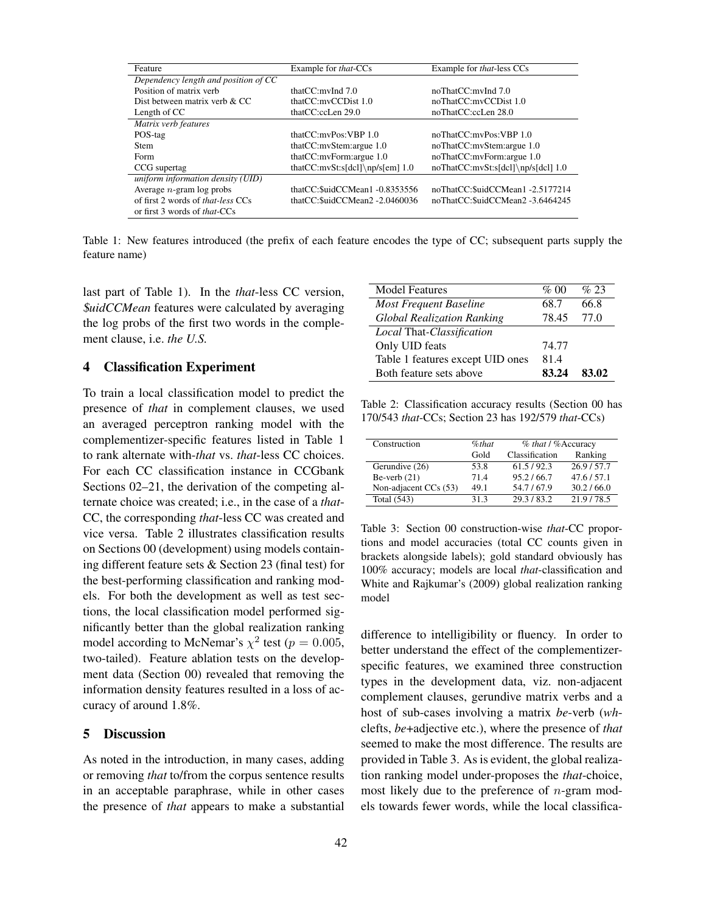| Feature | Example for *that*-CCs | Example for *that*-less CCs |
|---|---|---|
| *Dependency length and position of CC* | | |
| Position of matrix verb | thatCC:mvInd 7.0 | noThatCC:mvInd 7.0 |
| Dist between matrix verb & CC | thatCC:mvCCDist 1.0 | noThatCC:mvCCDist 1.0 |
| Length of CC | thatCC:ccLen 29.0 | noThatCC:ccLen 28.0 |
| *Matrix verb features* | | |
| POS-tag | thatCC:mvPos:VBP 1.0 | noThatCC:mvPos:VBP 1.0 |
| Stem | thatCC:mvStem:argue 1.0 | noThatCC:mvStem:argue 1.0 |
| Form | thatCC:mvForm:argue 1.0 | noThatCC:mvForm:argue 1.0 |
| CCG supertag | thatCC:mvSt:s[dcl]\np/s[em] 1.0 | noThatCC:mvSt:s[dcl]\np/s[dcl] 1.0 |
| *uniform information density (UID)* | | |
| Average $n$-gram log probs of first 2 words of *that-less* CCs or first 3 words of *that*-CCs | thatCC:$uidCCMean1 -0.8353556<br>thatCC:$uidCCMean2 -2.0460036 | noThatCC:$uidCCMean1 -2.5177214<br>noThatCC:$uidCCMean2 -3.6464245 |

Table 1: New features introduced (the prefix of each feature encodes the type of CC; subsequent parts supply the feature name)

last part of Table 1). In the *that*-less CC version, *$uidCCMean* features were calculated by averaging the log probs of the first two words in the complement clause, i.e. *the U.S.*

## 4 Classification Experiment

To train a local classification model to predict the presence of *that* in complement clauses, we used an averaged perceptron ranking model with the complementizer-specific features listed in Table 1 to rank alternate with-*that* vs. *that*-less CC choices. For each CC classification instance in CCGbank Sections 02–21, the derivation of the competing alternate choice was created; i.e., in the case of a *that*-CC, the corresponding *that*-less CC was created and vice versa. Table 2 illustrates classification results on Sections 00 (development) using models containing different feature sets & Section 23 (final test) for the best-performing classification and ranking models. For both the development as well as test sections, the local classification model performed significantly better than the global realization ranking model according to McNemar's $\chi^2$ test ($p = 0.005$, two-tailed). Feature ablation tests on the development data (Section 00) revealed that removing the information density features resulted in a loss of accuracy of around 1.8%.

| Model Features | % 00 | % 23 |
|---|---|---|
| *Most Frequent Baseline* | 68.7 | 66.8 |
| *Global Realization Ranking* | 78.45 | 77.0 |
| *Local* That-*Classification* | | |
| Only UID feats | 74.77 | |
| Table 1 features except UID ones | 81.4 | |
| Both feature sets above | **83.24** | **83.02** |

Table 2: Classification accuracy results (Section 00 has 170/543 *that*-CCs; Section 23 has 192/579 *that*-CCs)

| Construction | *%that* | *% that* / %Accuracy | |
|---|---|---|---|
| | Gold | Classification | Ranking |
| Gerundive (26) | 53.8 | 61.5 / 92.3 | 26.9 / 57.7 |
| Be-verb (21) | 71.4 | 95.2 / 66.7 | 47.6 / 57.1 |
| Non-adjacent CCs (53) | 49.1 | 54.7 / 67.9 | 30.2 / 66.0 |
| Total (543) | 31.3 | 29.3 / 83.2 | 21.9 / 78.5 |

Table 3: Section 00 construction-wise *that*-CC proportions and model accuracies (total CC counts given in brackets alongside labels); gold standard obviously has 100% accuracy; models are local *that*-classification and White and Rajkumar's (2009) global realization ranking model

## 5 Discussion

As noted in the introduction, in many cases, adding or removing *that* to/from the corpus sentence results in an acceptable paraphrase, while in other cases the presence of *that* appears to make a substantial difference to intelligibility or fluency. In order to better understand the effect of the complementizer-specific features, we examined three construction types in the development data, viz. non-adjacent complement clauses, gerundive matrix verbs and a host of sub-cases involving a matrix *be*-verb (*wh*-clefts, *be*+adjective etc.), where the presence of *that* seemed to make the most difference. The results are provided in Table 3. As is evident, the global realization ranking model under-proposes the *that*-choice, most likely due to the preference of $n$-gram models towards fewer words, while the local classifica-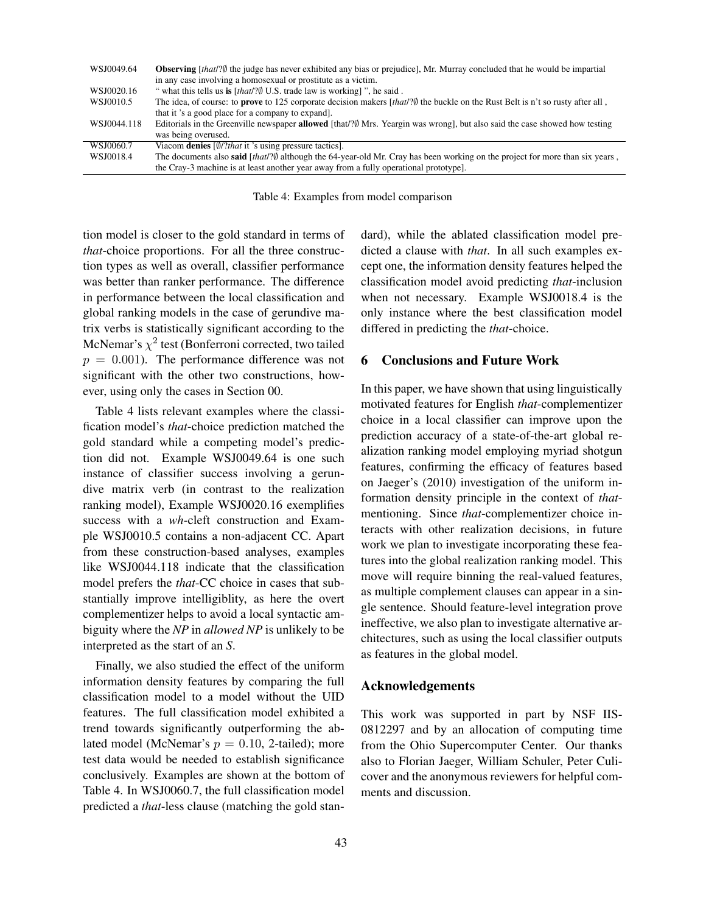| | |
|---|---|
| WSJ0049.64 | **Observing** [*that*/?∅ the judge has never exhibited any bias or prejudice], Mr. Murray concluded that he would be impartial in any case involving a homosexual or prostitute as a victim. |
| WSJ0020.16 | " what this tells us **is** [*that*/?∅ U.S. trade law is working] ", he said . |
| WSJ0010.5 | The idea, of course: to **prove** to 125 corporate decision makers [*that*/?∅ the buckle on the Rust Belt is n't so rusty after all , that it 's a good place for a company to expand]. |
| WSJ0044.118 | Editorials in the Greenville newspaper **allowed** [that/?∅ Mrs. Yeargin was wrong], but also said the case showed how testing was being overused. |
| WSJ0060.7 | Viacom **denies** [∅/?*that* it 's using pressure tactics]. |
| WSJ0018.4 | The documents also **said** [*that*/?∅ although the 64-year-old Mr. Cray has been working on the project for more than six years , the Cray-3 machine is at least another year away from a fully operational prototype]. |

Table 4: Examples from model comparison

tion model is closer to the gold standard in terms of *that*-choice proportions. For all the three construction types as well as overall, classifier performance was better than ranker performance. The difference in performance between the local classification and global ranking models in the case of gerundive matrix verbs is statistically significant according to the McNemar's $\chi^2$ test (Bonferroni corrected, two tailed $p = 0.001$). The performance difference was not significant with the other two constructions, however, using only the cases in Section 00.

Table 4 lists relevant examples where the classification model's *that*-choice prediction matched the gold standard while a competing model's prediction did not. Example WSJ0049.64 is one such instance of classifier success involving a gerundive matrix verb (in contrast to the realization ranking model), Example WSJ0020.16 exemplifies success with a *wh*-cleft construction and Example WSJ0010.5 contains a non-adjacent CC. Apart from these construction-based analyses, examples like WSJ0044.118 indicate that the classification model prefers the *that*-CC choice in cases that substantially improve intelligiblity, as here the overt complementizer helps to avoid a local syntactic ambiguity where the *NP* in *allowed NP* is unlikely to be interpreted as the start of an *S*.

Finally, we also studied the effect of the uniform information density features by comparing the full classification model to a model without the UID features. The full classification model exhibited a trend towards significantly outperforming the ablated model (McNemar's $p = 0.10$, 2-tailed); more test data would be needed to establish significance conclusively. Examples are shown at the bottom of Table 4. In WSJ0060.7, the full classification model predicted a *that*-less clause (matching the gold standard), while the ablated classification model predicted a clause with *that*. In all such examples except one, the information density features helped the classification model avoid predicting *that*-inclusion when not necessary. Example WSJ0018.4 is the only instance where the best classification model differed in predicting the *that*-choice.

## 6 Conclusions and Future Work

In this paper, we have shown that using linguistically motivated features for English *that*-complementizer choice in a local classifier can improve upon the prediction accuracy of a state-of-the-art global realization ranking model employing myriad shotgun features, confirming the efficacy of features based on Jaeger's (2010) investigation of the uniform information density principle in the context of *that*-mentioning. Since *that*-complementizer choice interacts with other realization decisions, in future work we plan to investigate incorporating these features into the global realization ranking model. This move will require binning the real-valued features, as multiple complement clauses can appear in a single sentence. Should feature-level integration prove ineffective, we also plan to investigate alternative architectures, such as using the local classifier outputs as features in the global model.

## Acknowledgements

This work was supported in part by NSF IIS-0812297 and by an allocation of computing time from the Ohio Supercomputer Center. Our thanks also to Florian Jaeger, William Schuler, Peter Culicover and the anonymous reviewers for helpful comments and discussion.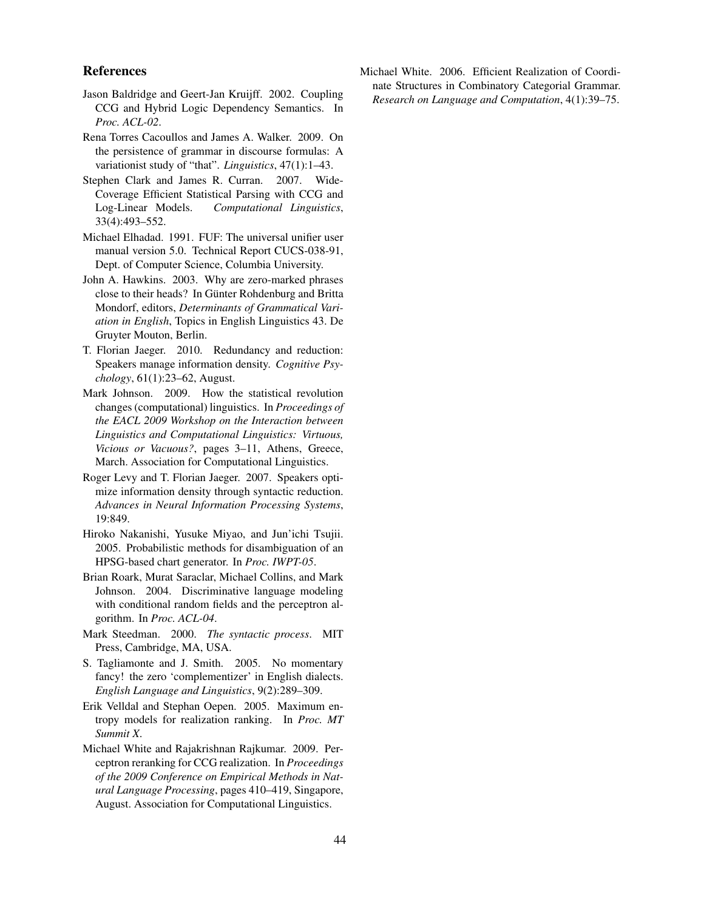## References

Jason Baldridge and Geert-Jan Kruijff. 2002. Coupling CCG and Hybrid Logic Dependency Semantics. In *Proc. ACL-02*.

Rena Torres Cacoullos and James A. Walker. 2009. On the persistence of grammar in discourse formulas: A variationist study of "that". *Linguistics*, 47(1):1–43.

Stephen Clark and James R. Curran. 2007. Wide-Coverage Efficient Statistical Parsing with CCG and Log-Linear Models. *Computational Linguistics*, 33(4):493–552.

Michael Elhadad. 1991. FUF: The universal unifier user manual version 5.0. Technical Report CUCS-038-91, Dept. of Computer Science, Columbia University.

John A. Hawkins. 2003. Why are zero-marked phrases close to their heads? In Günter Rohdenburg and Britta Mondorf, editors, *Determinants of Grammatical Variation in English*, Topics in English Linguistics 43. De Gruyter Mouton, Berlin.

T. Florian Jaeger. 2010. Redundancy and reduction: Speakers manage information density. *Cognitive Psychology*, 61(1):23–62, August.

Mark Johnson. 2009. How the statistical revolution changes (computational) linguistics. In *Proceedings of the EACL 2009 Workshop on the Interaction between Linguistics and Computational Linguistics: Virtuous, Vicious or Vacuous?*, pages 3–11, Athens, Greece, March. Association for Computational Linguistics.

Roger Levy and T. Florian Jaeger. 2007. Speakers optimize information density through syntactic reduction. *Advances in Neural Information Processing Systems*, 19:849.

Hiroko Nakanishi, Yusuke Miyao, and Jun'ichi Tsujii. 2005. Probabilistic methods for disambiguation of an HPSG-based chart generator. In *Proc. IWPT-05*.

Brian Roark, Murat Saraclar, Michael Collins, and Mark Johnson. 2004. Discriminative language modeling with conditional random fields and the perceptron algorithm. In *Proc. ACL-04*.

Mark Steedman. 2000. *The syntactic process*. MIT Press, Cambridge, MA, USA.

S. Tagliamonte and J. Smith. 2005. No momentary fancy! the zero 'complementizer' in English dialects. *English Language and Linguistics*, 9(2):289–309.

Erik Velldal and Stephan Oepen. 2005. Maximum entropy models for realization ranking. In *Proc. MT Summit X*.

Michael White and Rajakrishnan Rajkumar. 2009. Perceptron reranking for CCG realization. In *Proceedings of the 2009 Conference on Empirical Methods in Natural Language Processing*, pages 410–419, Singapore, August. Association for Computational Linguistics.

Michael White. 2006. Efficient Realization of Coordinate Structures in Combinatory Categorial Grammar. *Research on Language and Computation*, 4(1):39–75.